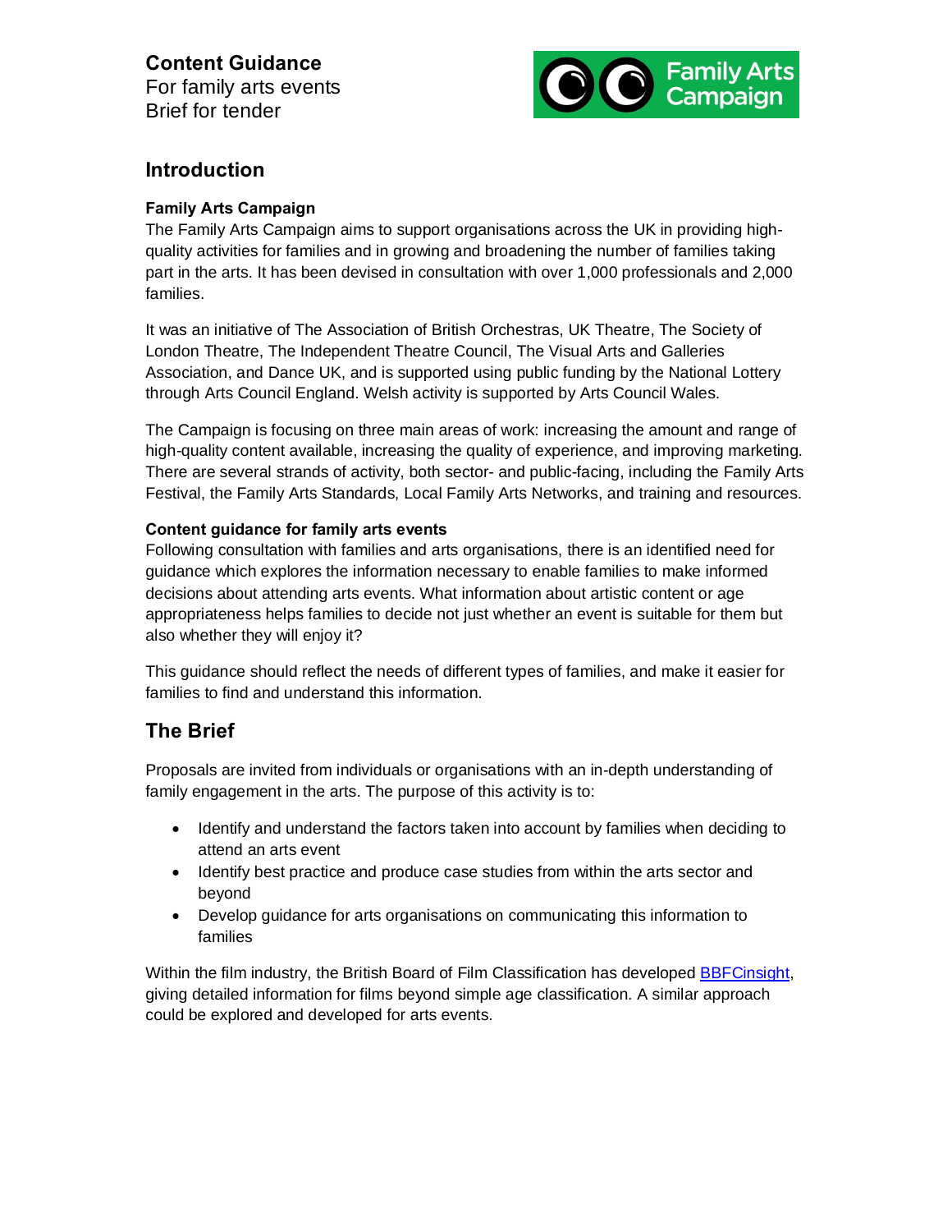**Content Guidance**
For family arts events
Brief for tender

## Introduction

### Family Arts Campaign

The Family Arts Campaign aims to support organisations across the UK in providing high-quality activities for families and in growing and broadening the number of families taking part in the arts. It has been devised in consultation with over 1,000 professionals and 2,000 families.

It was an initiative of The Association of British Orchestras, UK Theatre, The Society of London Theatre, The Independent Theatre Council, The Visual Arts and Galleries Association, and Dance UK, and is supported using public funding by the National Lottery through Arts Council England. Welsh activity is supported by Arts Council Wales.

The Campaign is focusing on three main areas of work: increasing the amount and range of high-quality content available, increasing the quality of experience, and improving marketing. There are several strands of activity, both sector- and public-facing, including the Family Arts Festival, the Family Arts Standards, Local Family Arts Networks, and training and resources.

### Content guidance for family arts events

Following consultation with families and arts organisations, there is an identified need for guidance which explores the information necessary to enable families to make informed decisions about attending arts events. What information about artistic content or age appropriateness helps families to decide not just whether an event is suitable for them but also whether they will enjoy it?

This guidance should reflect the needs of different types of families, and make it easier for families to find and understand this information.

## The Brief

Proposals are invited from individuals or organisations with an in-depth understanding of family engagement in the arts. The purpose of this activity is to:

- Identify and understand the factors taken into account by families when deciding to attend an arts event
- Identify best practice and produce case studies from within the arts sector and beyond
- Develop guidance for arts organisations on communicating this information to families

Within the film industry, the British Board of Film Classification has developed BBFCinsight, giving detailed information for films beyond simple age classification. A similar approach could be explored and developed for arts events.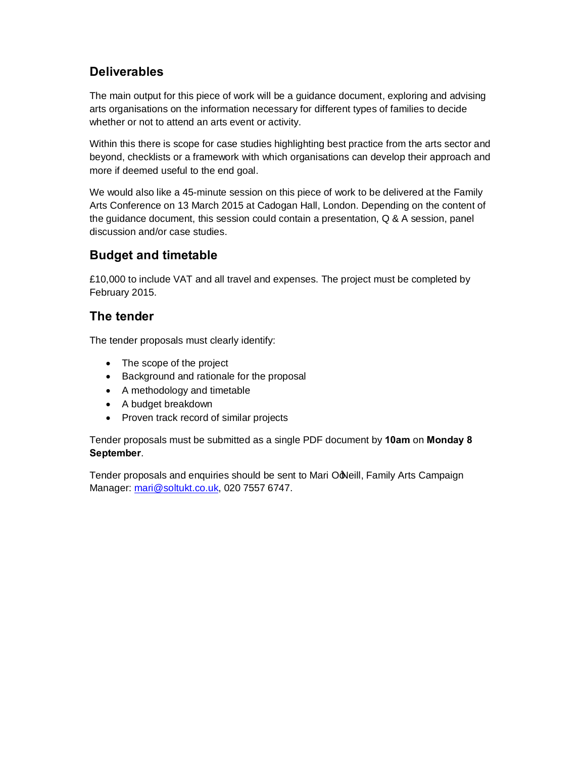## Deliverables

The main output for this piece of work will be a guidance document, exploring and advising arts organisations on the information necessary for different types of families to decide whether or not to attend an arts event or activity.

Within this there is scope for case studies highlighting best practice from the arts sector and beyond, checklists or a framework with which organisations can develop their approach and more if deemed useful to the end goal.

We would also like a 45-minute session on this piece of work to be delivered at the Family Arts Conference on 13 March 2015 at Cadogan Hall, London. Depending on the content of the guidance document, this session could contain a presentation, Q & A session, panel discussion and/or case studies.

## Budget and timetable

£10,000 to include VAT and all travel and expenses. The project must be completed by February 2015.

## The tender

The tender proposals must clearly identify:

- The scope of the project
- Background and rationale for the proposal
- A methodology and timetable
- A budget breakdown
- Proven track record of similar projects

Tender proposals must be submitted as a single PDF document by **10am** on **Monday 8 September**.

Tender proposals and enquiries should be sent to Mari O�Neill, Family Arts Campaign Manager: mari@soltukt.co.uk, 020 7557 6747.